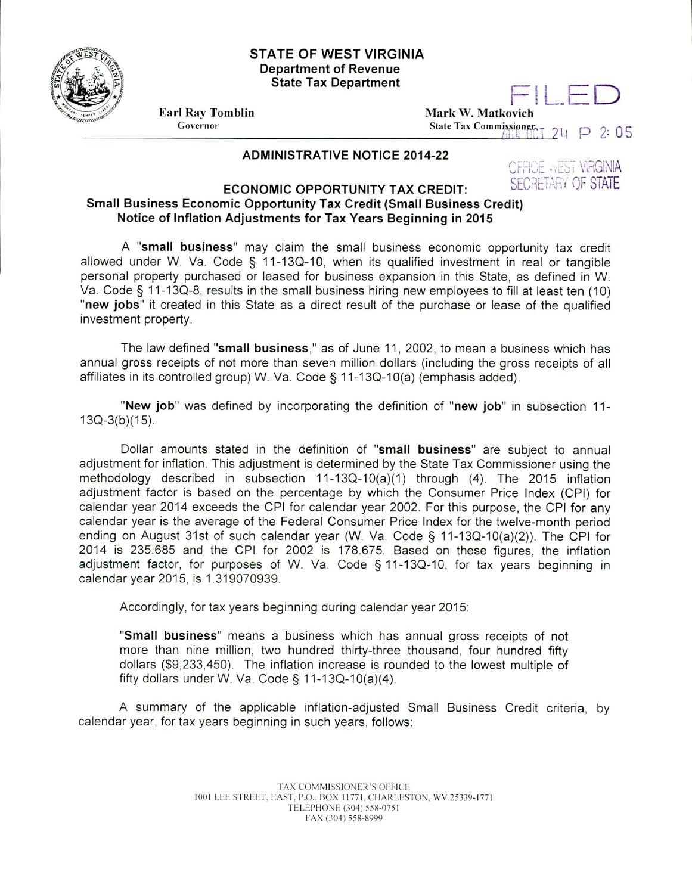# STATE OF WEST VIRGINIA
## Department of Revenue
## State Tax Department

**Earl Ray Tomblin**
Governor

**Mark W. Matkovich**
State Tax Commissioner

FILED
2014 OCT 24 P 2:05
OFFICE WEST VIRGINIA SECRETARY OF STATE

### ADMINISTRATIVE NOTICE 2014-22

### ECONOMIC OPPORTUNITY TAX CREDIT:
### Small Business Economic Opportunity Tax Credit (Small Business Credit) Notice of Inflation Adjustments for Tax Years Beginning in 2015

A "**small business**" may claim the small business economic opportunity tax credit allowed under W. Va. Code § 11-13Q-10, when its qualified investment in real or tangible personal property purchased or leased for business expansion in this State, as defined in W. Va. Code § 11-13Q-8, results in the small business hiring new employees to fill at least ten (10) "**new jobs**" it created in this State as a direct result of the purchase or lease of the qualified investment property.

The law defined "**small business**," as of June 11, 2002, to mean a business which has annual gross receipts of not more than seven million dollars (including the gross receipts of all affiliates in its controlled group) W. Va. Code § 11-13Q-10(a) (emphasis added).

"**New job**" was defined by incorporating the definition of "**new job**" in subsection 11-13Q-3(b)(15).

Dollar amounts stated in the definition of "**small business**" are subject to annual adjustment for inflation. This adjustment is determined by the State Tax Commissioner using the methodology described in subsection 11-13Q-10(a)(1) through (4). The 2015 inflation adjustment factor is based on the percentage by which the Consumer Price Index (CPI) for calendar year 2014 exceeds the CPI for calendar year 2002. For this purpose, the CPI for any calendar year is the average of the Federal Consumer Price Index for the twelve-month period ending on August 31st of such calendar year (W. Va. Code § 11-13Q-10(a)(2)). The CPI for 2014 is 235.685 and the CPI for 2002 is 178.675. Based on these figures, the inflation adjustment factor, for purposes of W. Va. Code § 11-13Q-10, for tax years beginning in calendar year 2015, is 1.319070939.

Accordingly, for tax years beginning during calendar year 2015:

> "**Small business**" means a business which has annual gross receipts of not more than nine million, two hundred thirty-three thousand, four hundred fifty dollars ($9,233,450). The inflation increase is rounded to the lowest multiple of fifty dollars under W. Va. Code § 11-13Q-10(a)(4).

A summary of the applicable inflation-adjusted Small Business Credit criteria, by calendar year, for tax years beginning in such years, follows:

TAX COMMISSIONER'S OFFICE
1001 LEE STREET, EAST, P.O. BOX 11771, CHARLESTON, WV 25339-1771
TELEPHONE (304) 558-0751
FAX (304) 558-8999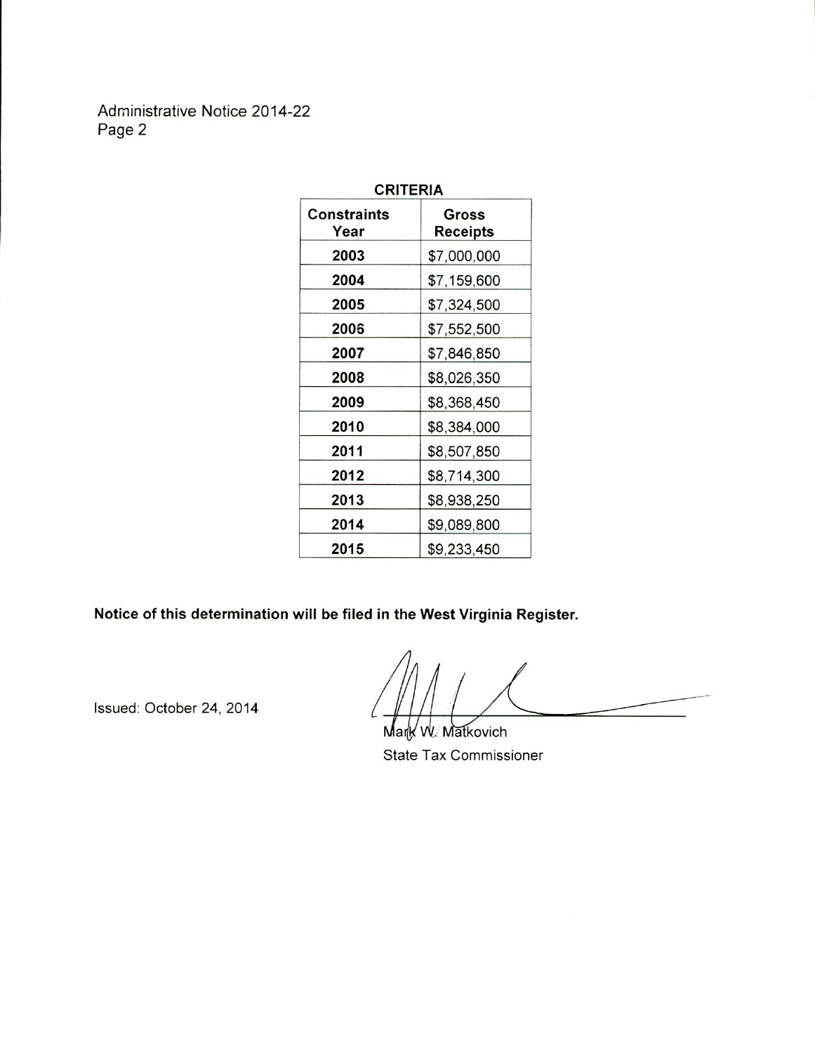**CRITERIA**

| Constraints Year | Gross Receipts |
|---|---|
| 2003 | $7,000,000 |
| 2004 | $7,159,600 |
| 2005 | $7,324,500 |
| 2006 | $7,552,500 |
| 2007 | $7,846,850 |
| 2008 | $8,026,350 |
| 2009 | $8,368,450 |
| 2010 | $8,384,000 |
| 2011 | $8,507,850 |
| 2012 | $8,714,300 |
| 2013 | $8,938,250 |
| 2014 | $9,089,800 |
| 2015 | $9,233,450 |

**Notice of this determination will be filed in the West Virginia Register.**

Issued: October 24, 2014

Mark W. Matkovich
State Tax Commissioner